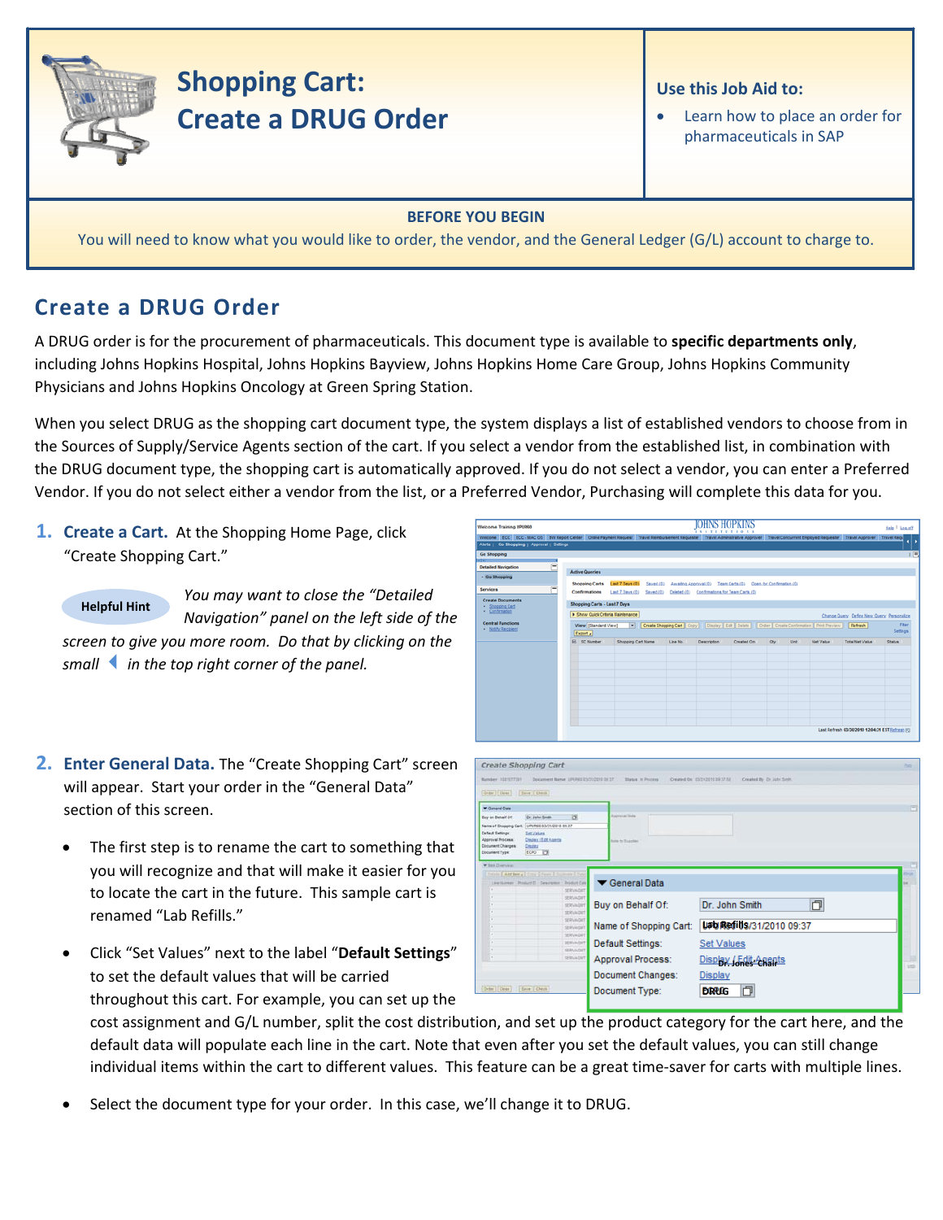# Shopping Cart: Create a DRUG Order

**Use this Job Aid to:**

- Learn how to place an order for pharmaceuticals in SAP

**BEFORE YOU BEGIN**

You will need to know what you would like to order, the vendor, and the General Ledger (G/L) account to charge to.

## Create a DRUG Order

A DRUG order is for the procurement of pharmaceuticals. This document type is available to **specific departments only**, including Johns Hopkins Hospital, Johns Hopkins Bayview, Johns Hopkins Home Care Group, Johns Hopkins Community Physicians and Johns Hopkins Oncology at Green Spring Station.

When you select DRUG as the shopping cart document type, the system displays a list of established vendors to choose from in the Sources of Supply/Service Agents section of the cart. If you select a vendor from the established list, in combination with the DRUG document type, the shopping cart is automatically approved. If you do not select a vendor, you can enter a Preferred Vendor. If you do not select either a vendor from the list, or a Preferred Vendor, Purchasing will complete this data for you.

1. **Create a Cart.** At the Shopping Home Page, click "Create Shopping Cart."

   **Helpful Hint** *You may want to close the "Detailed Navigation" panel on the left side of the screen to give you more room. Do that by clicking on the small ◀ in the top right corner of the panel.*

2. **Enter General Data.** The "Create Shopping Cart" screen will appear. Start your order in the "General Data" section of this screen.

   - The first step is to rename the cart to something that you will recognize and that will make it easier for you to locate the cart in the future. This sample cart is renamed "Lab Refills."
   - Click "Set Values" next to the label "**Default Settings**" to set the default values that will be carried throughout this cart. For example, you can set up the cost assignment and G/L number, split the cost distribution, and set up the product category for the cart here, and the default data will populate each line in the cart. Note that even after you set the default values, you can still change individual items within the cart to different values. This feature can be a great time-saver for carts with multiple lines.
   - Select the document type for your order. In this case, we'll change it to DRUG.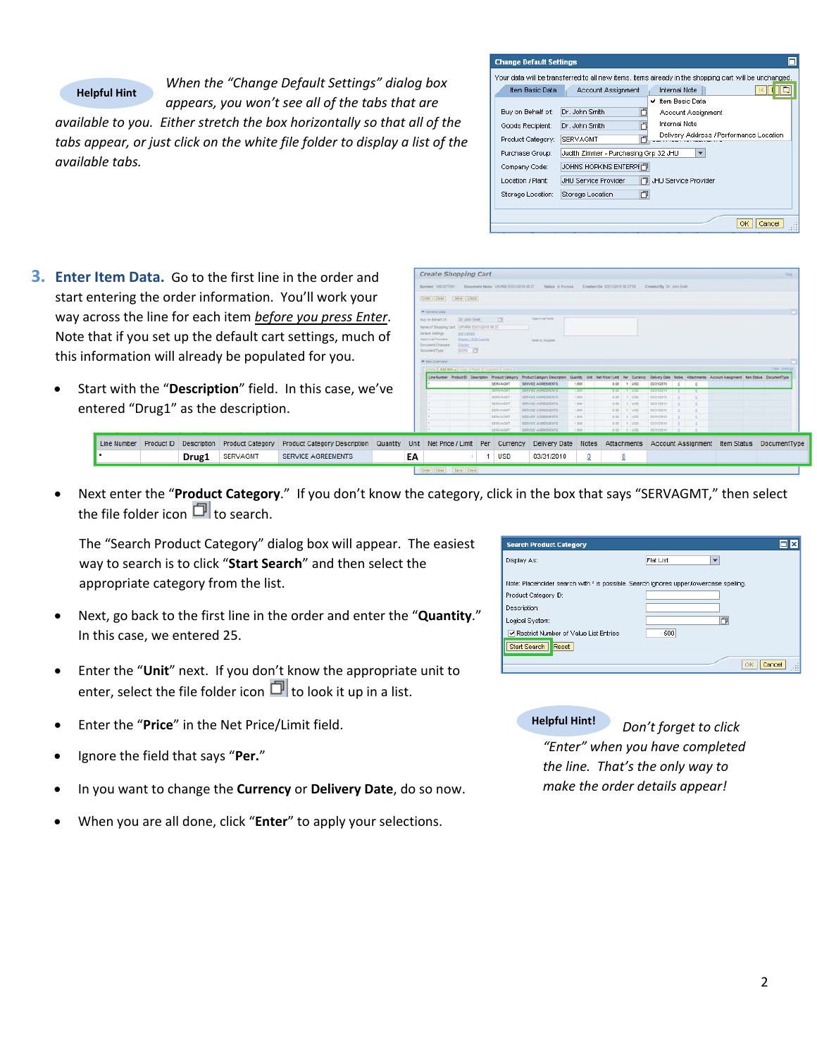**Helpful Hint**

*When the "Change Default Settings" dialog box appears, you won't see all of the tabs that are available to you. Either stretch the box horizontally so that all of the tabs appear, or just click on the white file folder to display a list of the available tabs.*

3. **Enter Item Data.** Go to the first line in the order and start entering the order information. You'll work your way across the line for each item *before you press Enter*. Note that if you set up the default cart settings, much of this information will already be populated for you.

   - Start with the "**Description**" field. In this case, we've entered "Drug1" as the description.

| Line Number | Product ID | Description | Product Category | Product Category Description | Quantity | Unit | Net Price / Limit | Per | Currency | Delivery Date | Notes | Attachments | Account Assignment | Item Status | DocumentType |
|---|---|---|---|---|---|---|---|---|---|---|---|---|---|---|---|
| * | | Drug1 | SERVAGMT | SERVICE AGREEMENTS | | EA | | 1 | USD | 03/31/2010 | 0 | 0 | | | |

   - Next enter the "**Product Category**." If you don't know the category, click in the box that says "SERVAGMT," then select the file folder icon to search.

     The "Search Product Category" dialog box will appear. The easiest way to search is to click "**Start Search**" and then select the appropriate category from the list.

   - Next, go back to the first line in the order and enter the "**Quantity**." In this case, we entered 25.

   - Enter the "**Unit**" next. If you don't know the appropriate unit to enter, select the file folder icon to look it up in a list.

   - Enter the "**Price**" in the Net Price/Limit field.

   - Ignore the field that says "**Per.**"

   - In you want to change the **Currency** or **Delivery Date**, do so now.

   - When you are all done, click "**Enter**" to apply your selections.

**Helpful Hint!**

*Don't forget to click "Enter" when you have completed the line. That's the only way to make the order details appear!*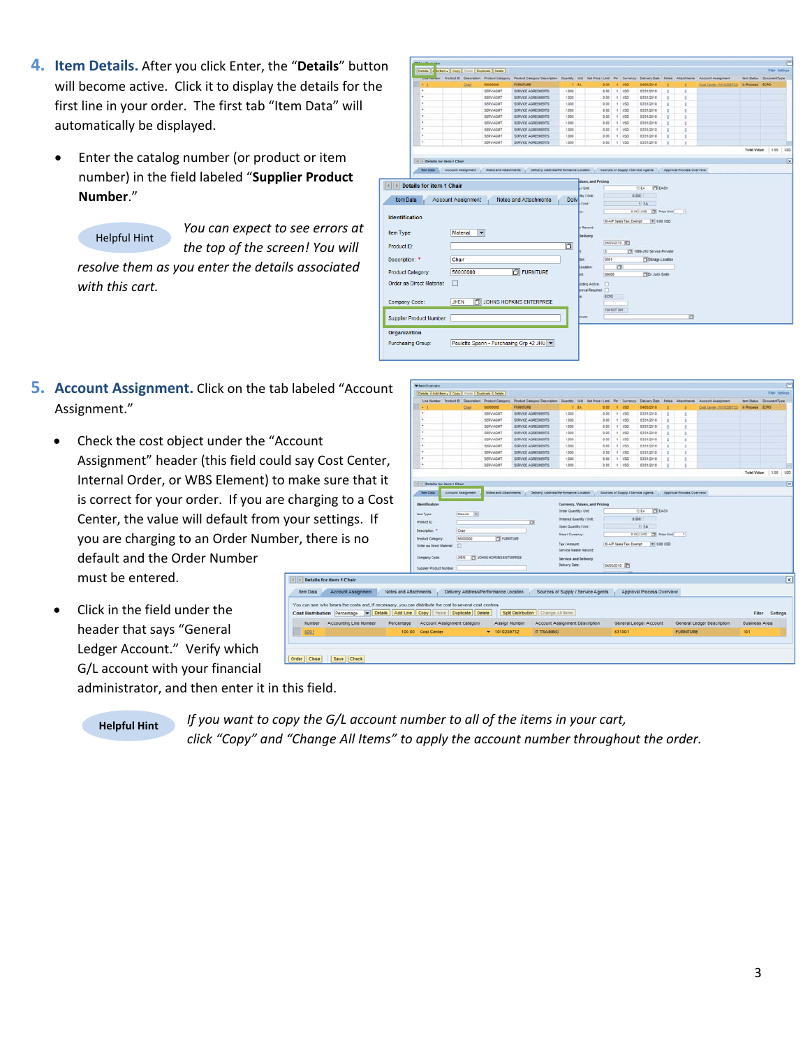4. **Item Details.** After you click Enter, the "**Details**" button will become active. Click it to display the details for the first line in your order. The first tab "Item Data" will automatically be displayed.

- Enter the catalog number (or product or item number) in the field labeled "**Supplier Product Number**."

Helpful Hint *You can expect to see errors at the top of the screen! You will resolve them as you enter the details associated with this cart.*

5. **Account Assignment.** Click on the tab labeled "Account Assignment."

- Check the cost object under the "Account Assignment" header (this field could say Cost Center, Internal Order, or WBS Element) to make sure that it is correct for your order. If you are charging to a Cost Center, the value will default from your settings. If you are charging to an Order Number, there is no default and the Order Number must be entered.

- Click in the field under the header that says "General Ledger Account." Verify which G/L account with your financial administrator, and then enter it in this field.

**Helpful Hint** *If you want to copy the G/L account number to all of the items in your cart, click "Copy" and "Change All Items" to apply the account number throughout the order.*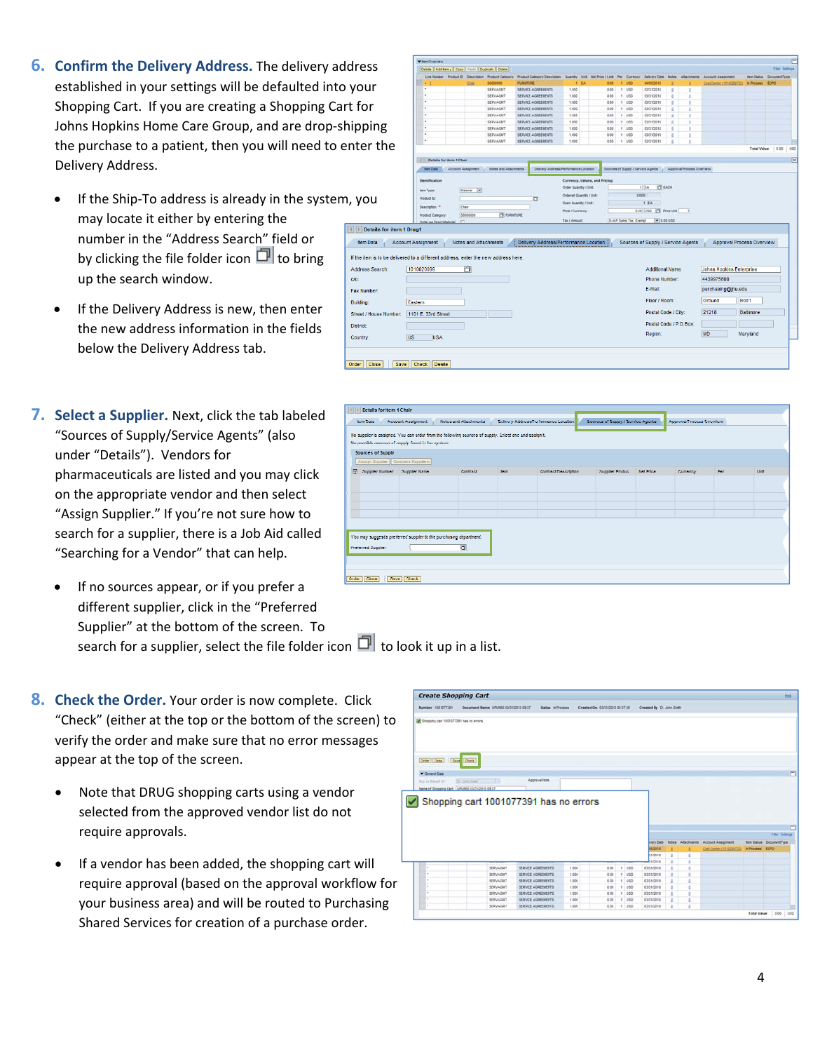6. **Confirm the Delivery Address.** The delivery address established in your settings will be defaulted into your Shopping Cart. If you are creating a Shopping Cart for Johns Hopkins Home Care Group, and are drop-shipping the purchase to a patient, then you will need to enter the Delivery Address.

   - If the Ship-To address is already in the system, you may locate it either by entering the number in the "Address Search" field or by clicking the file folder icon to bring up the search window.
   - If the Delivery Address is new, then enter the new address information in the fields below the Delivery Address tab.

7. **Select a Supplier.** Next, click the tab labeled "Sources of Supply/Service Agents" (also under "Details"). Vendors for pharmaceuticals are listed and you may click on the appropriate vendor and then select "Assign Supplier." If you're not sure how to search for a supplier, there is a Job Aid called "Searching for a Vendor" that can help.

   - If no sources appear, or if you prefer a different supplier, click in the "Preferred Supplier" at the bottom of the screen. To search for a supplier, select the file folder icon to look it up in a list.

8. **Check the Order.** Your order is now complete. Click "Check" (either at the top or the bottom of the screen) to verify the order and make sure that no error messages appear at the top of the screen.

   - Note that DRUG shopping carts using a vendor selected from the approved vendor list do not require approvals.
   - If a vendor has been added, the shopping cart will require approval (based on the approval workflow for your business area) and will be routed to Purchasing Shared Services for creation of a purchase order.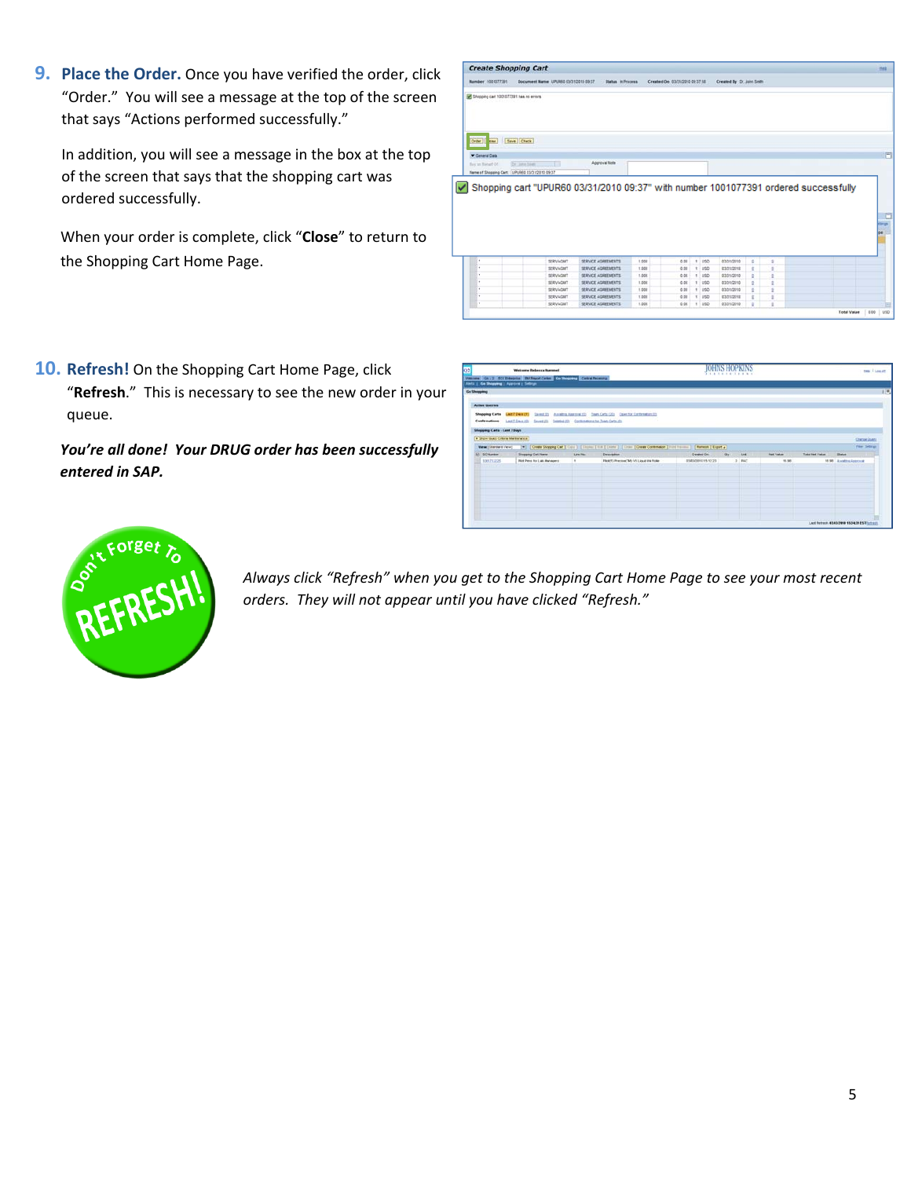**9. Place the Order.** Once you have verified the order, click "Order." You will see a message at the top of the screen that says "Actions performed successfully."

In addition, you will see a message in the box at the top of the screen that says that the shopping cart was ordered successfully.

When your order is complete, click "**Close**" to return to the Shopping Cart Home Page.

**10. Refresh!** On the Shopping Cart Home Page, click "**Refresh**." This is necessary to see the new order in your queue.

***You're all done! Your DRUG order has been successfully entered in SAP.***

Don't Forget To REFRESH!

*Always click "Refresh" when you get to the Shopping Cart Home Page to see your most recent orders. They will not appear until you have clicked "Refresh."*